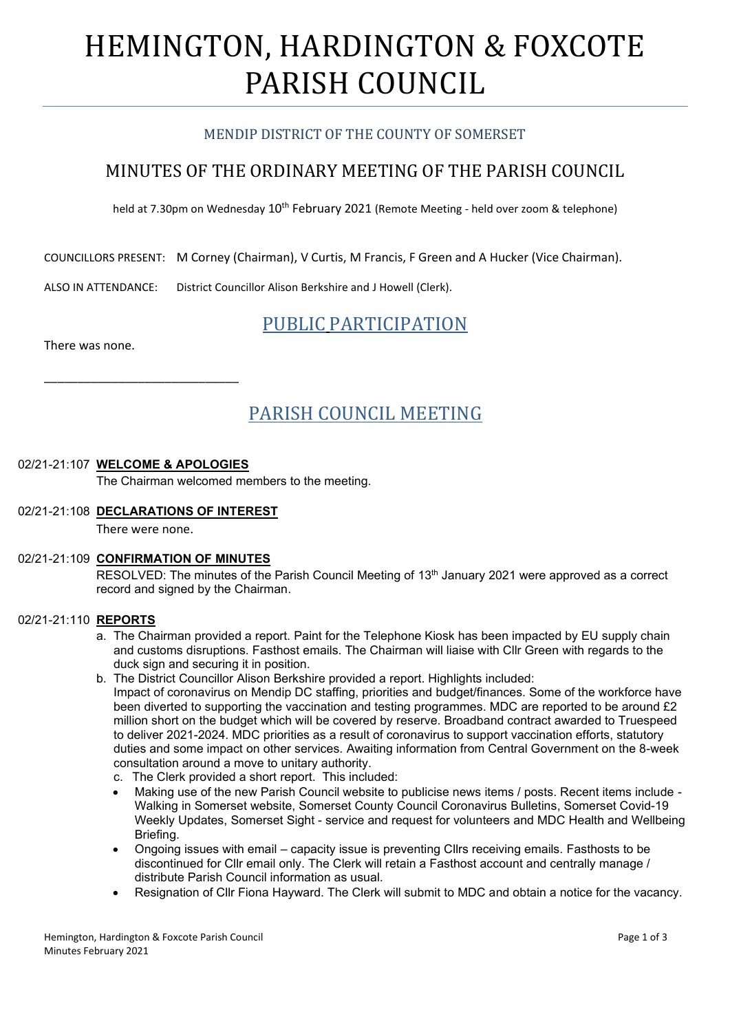# HEMINGTON, HARDINGTON & FOXCOTE PARISH COUNCIL

MENDIP DISTRICT OF THE COUNTY OF SOMERSET

## MINUTES OF THE ORDINARY MEETING OF THE PARISH COUNCIL

held at 7.30pm on Wednesday 10th February 2021 (Remote Meeting - held over zoom & telephone)

COUNCILLORS PRESENT: M Corney (Chairman), V Curtis, M Francis, F Green and A Hucker (Vice Chairman).

ALSO IN ATTENDANCE: District Councillor Alison Berkshire and J Howell (Clerk).

## PUBLIC PARTICIPATION

There was none.

______________________________

## PARISH COUNCIL MEETING

02/21-21:107 **WELCOME & APOLOGIES**

The Chairman welcomed members to the meeting.

02/21-21:108 **DECLARATIONS OF INTEREST**

There were none.

02/21-21:109 **CONFIRMATION OF MINUTES**

RESOLVED: The minutes of the Parish Council Meeting of 13th January 2021 were approved as a correct record and signed by the Chairman.

02/21-21:110 **REPORTS**

a. The Chairman provided a report. Paint for the Telephone Kiosk has been impacted by EU supply chain and customs disruptions. Fasthost emails. The Chairman will liaise with Cllr Green with regards to the duck sign and securing it in position.

b. The District Councillor Alison Berkshire provided a report. Highlights included: Impact of coronavirus on Mendip DC staffing, priorities and budget/finances. Some of the workforce have been diverted to supporting the vaccination and testing programmes. MDC are reported to be around £2 million short on the budget which will be covered by reserve. Broadband contract awarded to Truespeed to deliver 2021-2024. MDC priorities as a result of coronavirus to support vaccination efforts, statutory duties and some impact on other services. Awaiting information from Central Government on the 8-week consultation around a move to unitary authority.

c. The Clerk provided a short report. This included:

- Making use of the new Parish Council website to publicise news items / posts. Recent items include - Walking in Somerset website, Somerset County Council Coronavirus Bulletins, Somerset Covid-19 Weekly Updates, Somerset Sight - service and request for volunteers and MDC Health and Wellbeing Briefing.
- Ongoing issues with email – capacity issue is preventing Cllrs receiving emails. Fasthosts to be discontinued for Cllr email only. The Clerk will retain a Fasthost account and centrally manage / distribute Parish Council information as usual.
- Resignation of Cllr Fiona Hayward. The Clerk will submit to MDC and obtain a notice for the vacancy.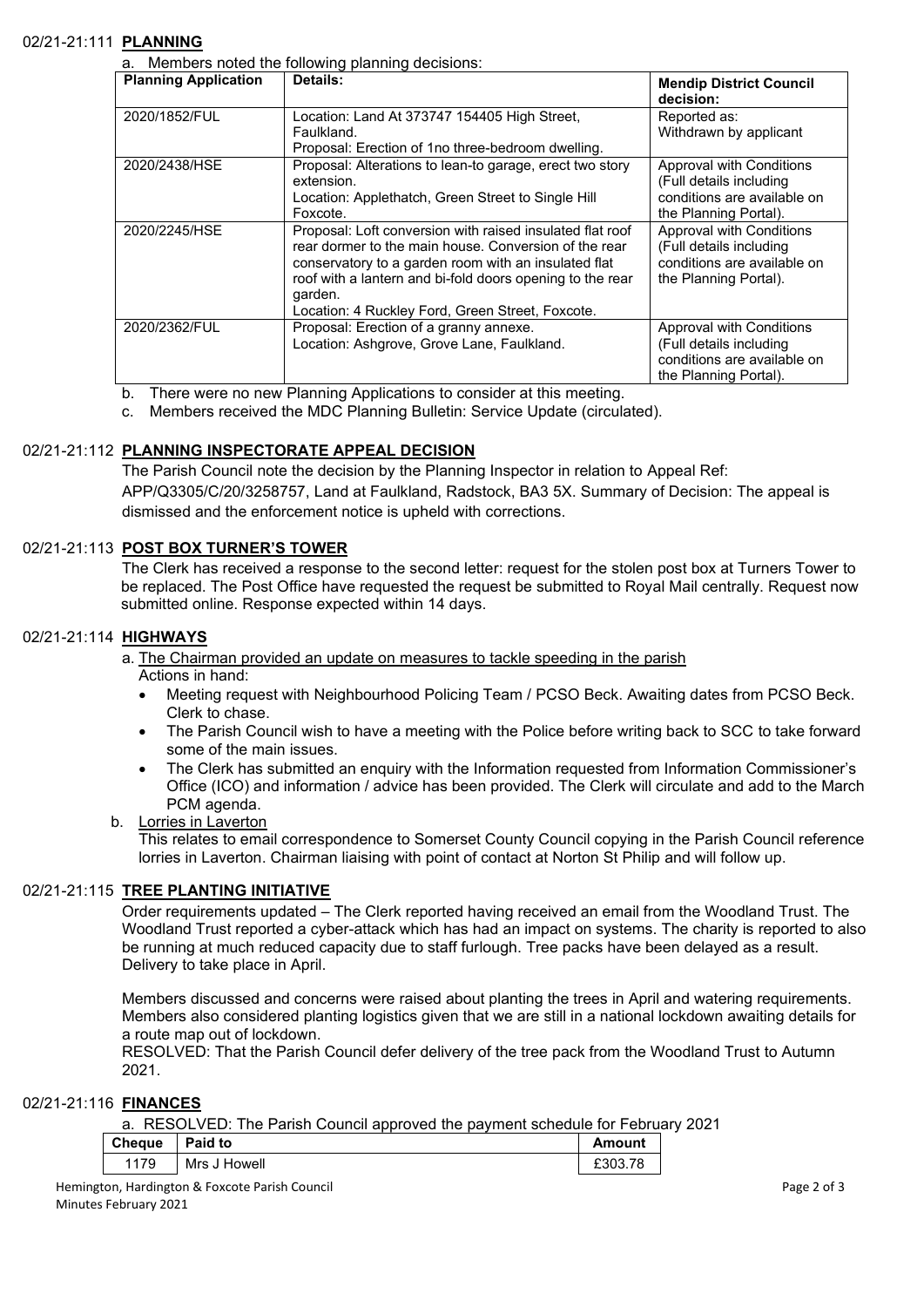## 02/21-21:111 **PLANNING**

a. Members noted the following planning decisions:

| Planning Application | Details: | Mendip District Council decision: |
|---|---|---|
| 2020/1852/FUL | Location: Land At 373747 154405 High Street, Faulkland. Proposal: Erection of 1no three-bedroom dwelling. | Reported as: Withdrawn by applicant |
| 2020/2438/HSE | Proposal: Alterations to lean-to garage, erect two story extension. Location: Applethatch, Green Street to Single Hill Foxcote. | Approval with Conditions (Full details including conditions are available on the Planning Portal). |
| 2020/2245/HSE | Proposal: Loft conversion with raised insulated flat roof rear dormer to the main house. Conversion of the rear conservatory to a garden room with an insulated flat roof with a lantern and bi-fold doors opening to the rear garden. Location: 4 Ruckley Ford, Green Street, Foxcote. | Approval with Conditions (Full details including conditions are available on the Planning Portal). |
| 2020/2362/FUL | Proposal: Erection of a granny annexe. Location: Ashgrove, Grove Lane, Faulkland. | Approval with Conditions (Full details including conditions are available on the Planning Portal). |

b. There were no new Planning Applications to consider at this meeting.

c. Members received the MDC Planning Bulletin: Service Update (circulated).

## 02/21-21:112 **PLANNING INSPECTORATE APPEAL DECISION**

The Parish Council note the decision by the Planning Inspector in relation to Appeal Ref: APP/Q3305/C/20/3258757, Land at Faulkland, Radstock, BA3 5X. Summary of Decision: The appeal is dismissed and the enforcement notice is upheld with corrections.

## 02/21-21:113 **POST BOX TURNER'S TOWER**

The Clerk has received a response to the second letter: request for the stolen post box at Turners Tower to be replaced. The Post Office have requested the request be submitted to Royal Mail centrally. Request now submitted online. Response expected within 14 days.

## 02/21-21:114 **HIGHWAYS**

a. The Chairman provided an update on measures to tackle speeding in the parish

Actions in hand:

- Meeting request with Neighbourhood Policing Team / PCSO Beck. Awaiting dates from PCSO Beck. Clerk to chase.
- The Parish Council wish to have a meeting with the Police before writing back to SCC to take forward some of the main issues.
- The Clerk has submitted an enquiry with the Information requested from Information Commissioner's Office (ICO) and information / advice has been provided. The Clerk will circulate and add to the March PCM agenda.

b. Lorries in Laverton

This relates to email correspondence to Somerset County Council copying in the Parish Council reference lorries in Laverton. Chairman liaising with point of contact at Norton St Philip and will follow up.

## 02/21-21:115 **TREE PLANTING INITIATIVE**

Order requirements updated – The Clerk reported having received an email from the Woodland Trust. The Woodland Trust reported a cyber-attack which has had an impact on systems. The charity is reported to also be running at much reduced capacity due to staff furlough. Tree packs have been delayed as a result. Delivery to take place in April.

Members discussed and concerns were raised about planting the trees in April and watering requirements. Members also considered planting logistics given that we are still in a national lockdown awaiting details for a route map out of lockdown.

RESOLVED: That the Parish Council defer delivery of the tree pack from the Woodland Trust to Autumn 2021.

## 02/21-21:116 **FINANCES**

a. RESOLVED: The Parish Council approved the payment schedule for February 2021

| Cheque | Paid to | Amount |
|---|---|---|
| 1179 | Mrs J Howell | £303.78 |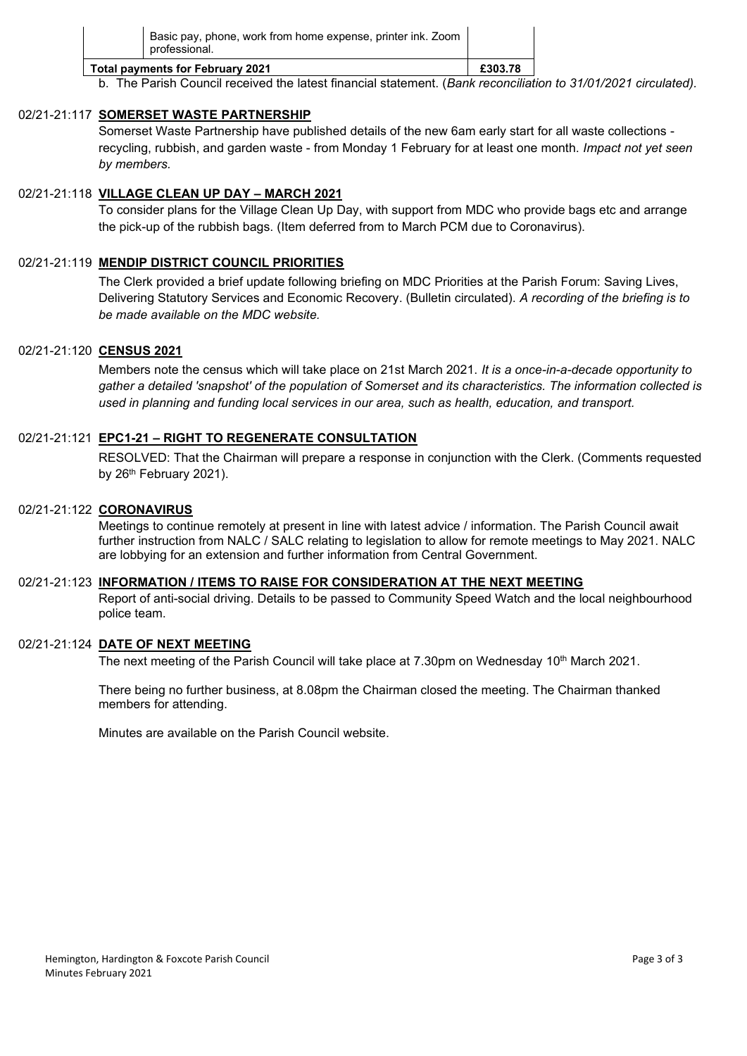| | | |
|---|---|---|
| | Basic pay, phone, work from home expense, printer ink. Zoom professional. | |
| **Total payments for February 2021** | | **£303.78** |

b. The Parish Council received the latest financial statement. (*Bank reconciliation to 31/01/2021 circulated).*

02/21-21:117 **SOMERSET WASTE PARTNERSHIP**

Somerset Waste Partnership have published details of the new 6am early start for all waste collections - recycling, rubbish, and garden waste - from Monday 1 February for at least one month. *Impact not yet seen by members.*

02/21-21:118 **VILLAGE CLEAN UP DAY – MARCH 2021**

To consider plans for the Village Clean Up Day, with support from MDC who provide bags etc and arrange the pick-up of the rubbish bags. (Item deferred from to March PCM due to Coronavirus).

02/21-21:119 **MENDIP DISTRICT COUNCIL PRIORITIES**

The Clerk provided a brief update following briefing on MDC Priorities at the Parish Forum: Saving Lives, Delivering Statutory Services and Economic Recovery. (Bulletin circulated). *A recording of the briefing is to be made available on the MDC website.*

02/21-21:120 **CENSUS 2021**

Members note the census which will take place on 21st March 2021. *It is a once-in-a-decade opportunity to gather a detailed 'snapshot' of the population of Somerset and its characteristics. The information collected is used in planning and funding local services in our area, such as health, education, and transport.*

02/21-21:121 **EPC1-21 – RIGHT TO REGENERATE CONSULTATION**

RESOLVED: That the Chairman will prepare a response in conjunction with the Clerk. (Comments requested by 26th February 2021).

02/21-21:122 **CORONAVIRUS**

Meetings to continue remotely at present in line with latest advice / information. The Parish Council await further instruction from NALC / SALC relating to legislation to allow for remote meetings to May 2021. NALC are lobbying for an extension and further information from Central Government.

02/21-21:123 **INFORMATION / ITEMS TO RAISE FOR CONSIDERATION AT THE NEXT MEETING**

Report of anti-social driving. Details to be passed to Community Speed Watch and the local neighbourhood police team.

02/21-21:124 **DATE OF NEXT MEETING**

The next meeting of the Parish Council will take place at 7.30pm on Wednesday 10th March 2021.

There being no further business, at 8.08pm the Chairman closed the meeting. The Chairman thanked members for attending.

Minutes are available on the Parish Council website.